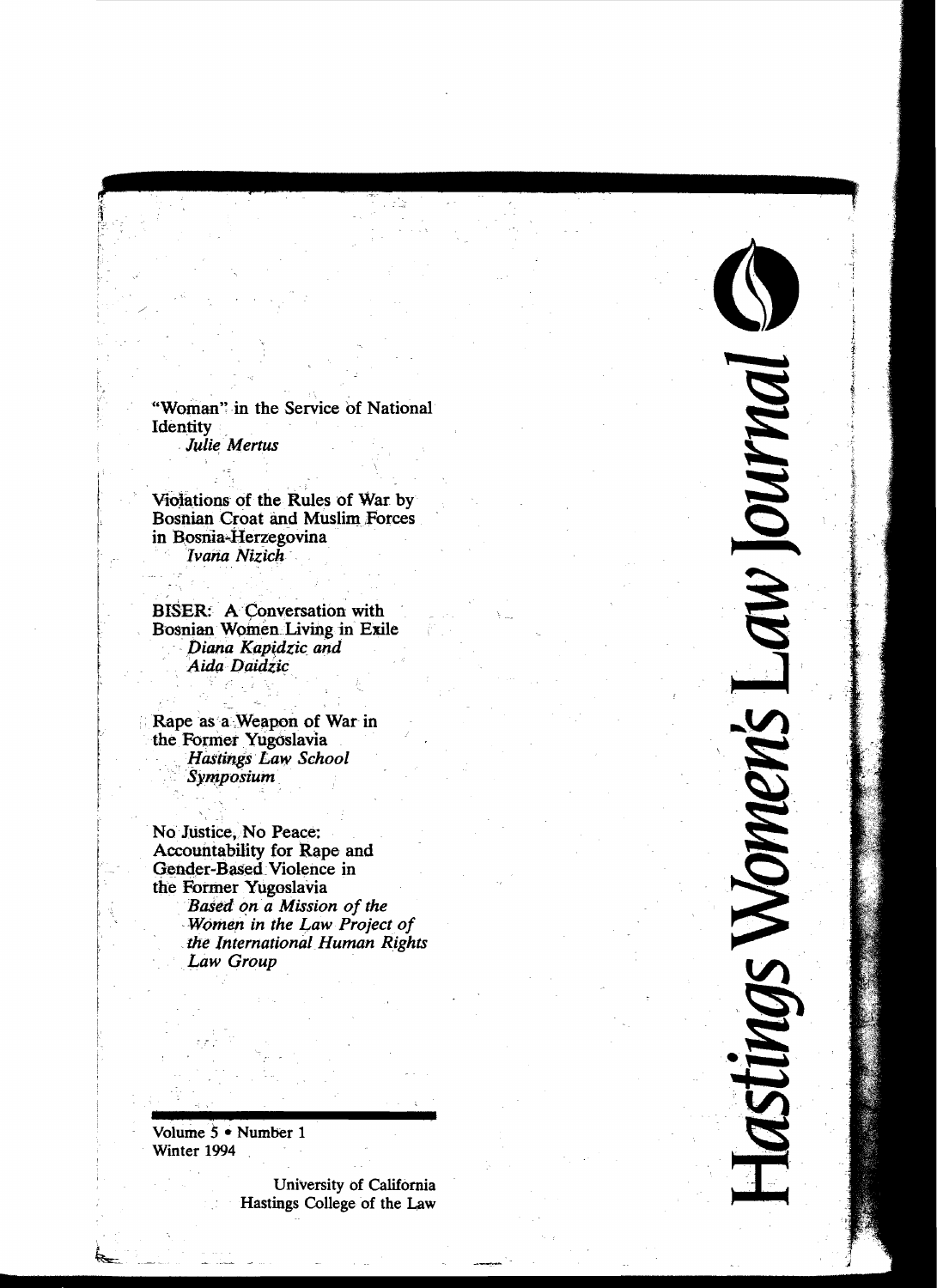# Hastings Women's Law Journal

"Woman" in the Service of National Identity
*Julie Mertus*

Violations of the Rules of War by Bosnian Croat and Muslim Forces in Bosnia-Herzegovina
*Ivana Nizich*

BISER: A Conversation with Bosnian Women Living in Exile
*Diana Kapidzic and Aida Daidzic*

Rape as a Weapon of War in the Former Yugoslavia
*Hastings Law School Symposium*

No Justice, No Peace: Accountability for Rape and Gender-Based Violence in the Former Yugoslavia
*Based on a Mission of the Women in the Law Project of the International Human Rights Law Group*

Volume 5 • Number 1
Winter 1994

University of California
Hastings College of the Law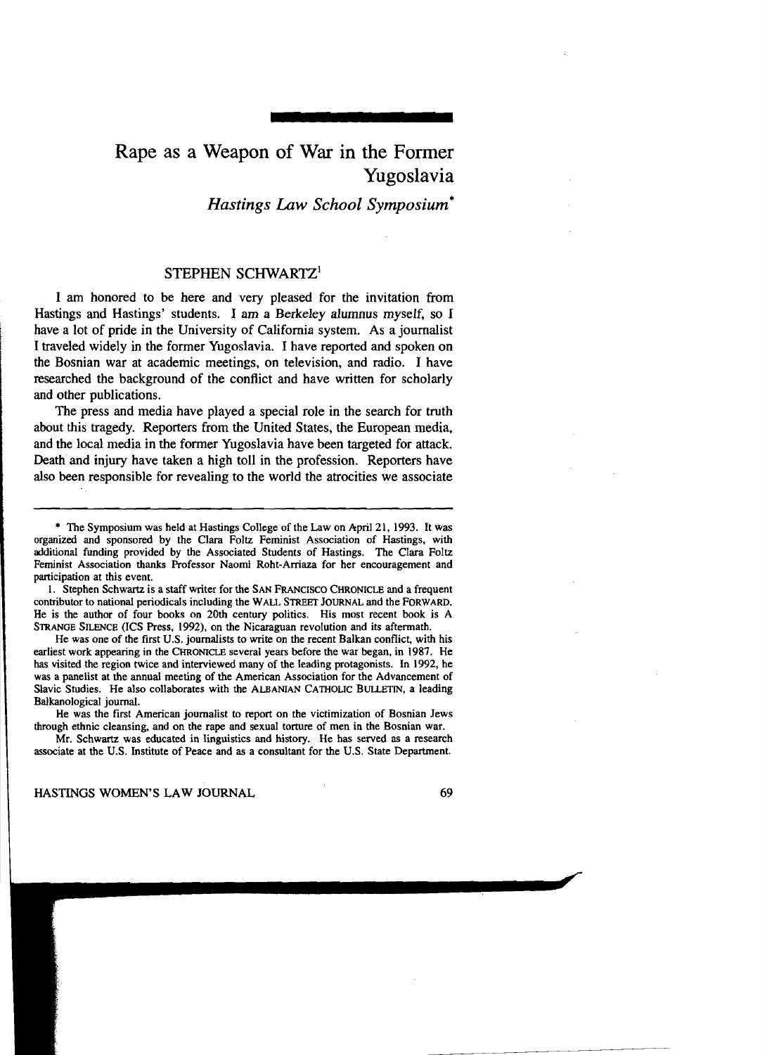# Rape as a Weapon of War in the Former Yugoslavia

*Hastings Law School Symposium*\*

## STEPHEN SCHWARTZ[1]

I am honored to be here and very pleased for the invitation from Hastings and Hastings' students. I am a Berkeley alumnus myself, so I have a lot of pride in the University of California system. As a journalist I traveled widely in the former Yugoslavia. I have reported and spoken on the Bosnian war at academic meetings, on television, and radio. I have researched the background of the conflict and have written for scholarly and other publications.

The press and media have played a special role in the search for truth about this tragedy. Reporters from the United States, the European media, and the local media in the former Yugoslavia have been targeted for attack. Death and injury have taken a high toll in the profession. Reporters have also been responsible for revealing to the world the atrocities we associate

---

\* The Symposium was held at Hastings College of the Law on April 21, 1993. It was organized and sponsored by the Clara Foltz Feminist Association of Hastings, with additional funding provided by the Associated Students of Hastings. The Clara Foltz Feminist Association thanks Professor Naomi Roht-Arriaza for her encouragement and participation at this event.

1. Stephen Schwartz is a staff writer for the SAN FRANCISCO CHRONICLE and a frequent contributor to national periodicals including the WALL STREET JOURNAL and the FORWARD. He is the author of four books on 20th century politics. His most recent book is A STRANGE SILENCE (ICS Press, 1992), on the Nicaraguan revolution and its aftermath.

He was one of the first U.S. journalists to write on the recent Balkan conflict, with his earliest work appearing in the CHRONICLE several years before the war began, in 1987. He has visited the region twice and interviewed many of the leading protagonists. In 1992, he was a panelist at the annual meeting of the American Association for the Advancement of Slavic Studies. He also collaborates with the ALBANIAN CATHOLIC BULLETIN, a leading Balkanological journal.

He was the first American journalist to report on the victimization of Bosnian Jews through ethnic cleansing, and on the rape and sexual torture of men in the Bosnian war.

Mr. Schwartz was educated in linguistics and history. He has served as a research associate at the U.S. Institute of Peace and as a consultant for the U.S. State Department.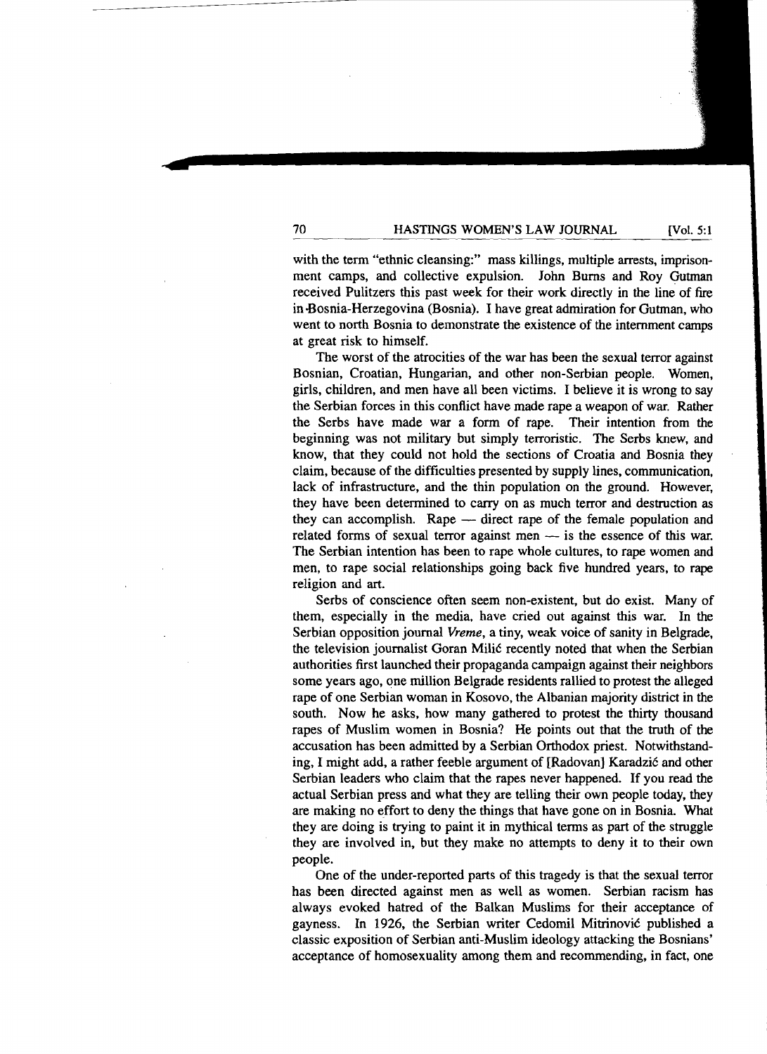with the term "ethnic cleansing:" mass killings, multiple arrests, imprisonment camps, and collective expulsion. John Burns and Roy Gutman received Pulitzers this past week for their work directly in the line of fire in Bosnia-Herzegovina (Bosnia). I have great admiration for Gutman, who went to north Bosnia to demonstrate the existence of the internment camps at great risk to himself.

The worst of the atrocities of the war has been the sexual terror against Bosnian, Croatian, Hungarian, and other non-Serbian people. Women, girls, children, and men have all been victims. I believe it is wrong to say the Serbian forces in this conflict have made rape a weapon of war. Rather the Serbs have made war a form of rape. Their intention from the beginning was not military but simply terroristic. The Serbs knew, and know, that they could not hold the sections of Croatia and Bosnia they claim, because of the difficulties presented by supply lines, communication, lack of infrastructure, and the thin population on the ground. However, they have been determined to carry on as much terror and destruction as they can accomplish. Rape — direct rape of the female population and related forms of sexual terror against men — is the essence of this war. The Serbian intention has been to rape whole cultures, to rape women and men, to rape social relationships going back five hundred years, to rape religion and art.

Serbs of conscience often seem non-existent, but do exist. Many of them, especially in the media, have cried out against this war. In the Serbian opposition journal *Vreme*, a tiny, weak voice of sanity in Belgrade, the television journalist Goran Milić recently noted that when the Serbian authorities first launched their propaganda campaign against their neighbors some years ago, one million Belgrade residents rallied to protest the alleged rape of one Serbian woman in Kosovo, the Albanian majority district in the south. Now he asks, how many gathered to protest the thirty thousand rapes of Muslim women in Bosnia? He points out that the truth of the accusation has been admitted by a Serbian Orthodox priest. Notwithstanding, I might add, a rather feeble argument of [Radovan] Karadzić and other Serbian leaders who claim that the rapes never happened. If you read the actual Serbian press and what they are telling their own people today, they are making no effort to deny the things that have gone on in Bosnia. What they are doing is trying to paint it in mythical terms as part of the struggle they are involved in, but they make no attempts to deny it to their own people.

One of the under-reported parts of this tragedy is that the sexual terror has been directed against men as well as women. Serbian racism has always evoked hatred of the Balkan Muslims for their acceptance of gayness. In 1926, the Serbian writer Cedomil Mitrinović published a classic exposition of Serbian anti-Muslim ideology attacking the Bosnians' acceptance of homosexuality among them and recommending, in fact, one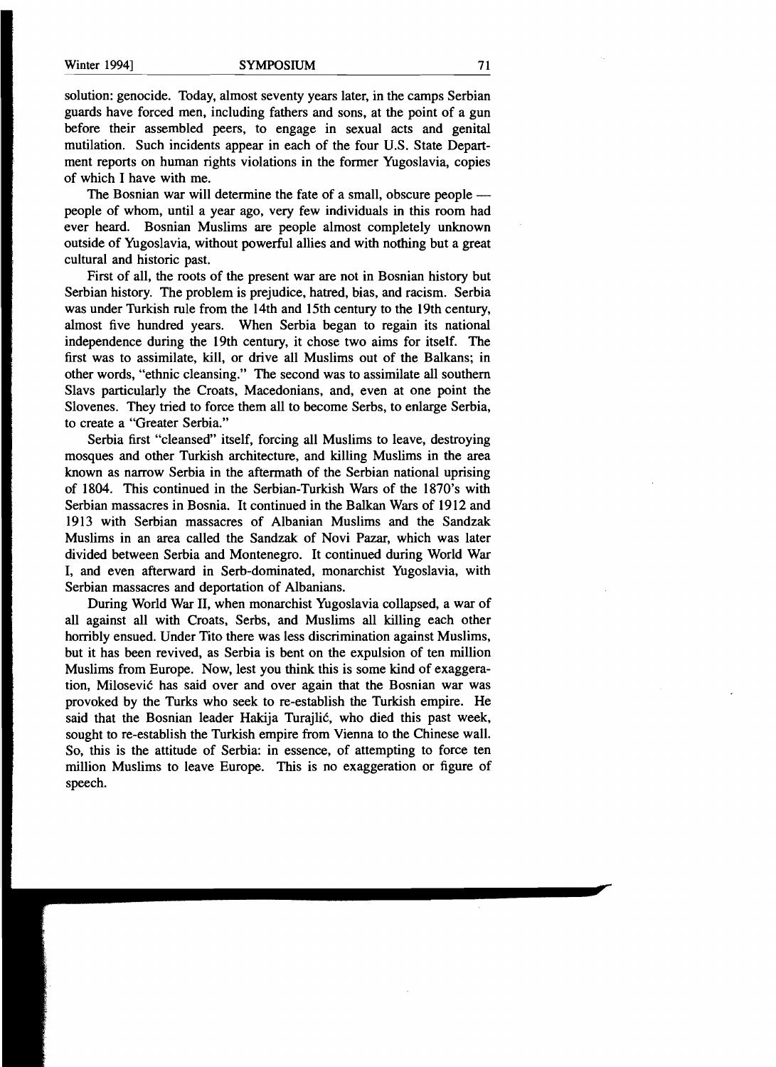solution: genocide. Today, almost seventy years later, in the camps Serbian guards have forced men, including fathers and sons, at the point of a gun before their assembled peers, to engage in sexual acts and genital mutilation. Such incidents appear in each of the four U.S. State Department reports on human rights violations in the former Yugoslavia, copies of which I have with me.

The Bosnian war will determine the fate of a small, obscure people — people of whom, until a year ago, very few individuals in this room had ever heard. Bosnian Muslims are people almost completely unknown outside of Yugoslavia, without powerful allies and with nothing but a great cultural and historic past.

First of all, the roots of the present war are not in Bosnian history but Serbian history. The problem is prejudice, hatred, bias, and racism. Serbia was under Turkish rule from the 14th and 15th century to the 19th century, almost five hundred years. When Serbia began to regain its national independence during the 19th century, it chose two aims for itself. The first was to assimilate, kill, or drive all Muslims out of the Balkans; in other words, "ethnic cleansing." The second was to assimilate all southern Slavs particularly the Croats, Macedonians, and, even at one point the Slovenes. They tried to force them all to become Serbs, to enlarge Serbia, to create a "Greater Serbia."

Serbia first "cleansed" itself, forcing all Muslims to leave, destroying mosques and other Turkish architecture, and killing Muslims in the area known as narrow Serbia in the aftermath of the Serbian national uprising of 1804. This continued in the Serbian-Turkish Wars of the 1870's with Serbian massacres in Bosnia. It continued in the Balkan Wars of 1912 and 1913 with Serbian massacres of Albanian Muslims and the Sandzak Muslims in an area called the Sandzak of Novi Pazar, which was later divided between Serbia and Montenegro. It continued during World War I, and even afterward in Serb-dominated, monarchist Yugoslavia, with Serbian massacres and deportation of Albanians.

During World War II, when monarchist Yugoslavia collapsed, a war of all against all with Croats, Serbs, and Muslims all killing each other horribly ensued. Under Tito there was less discrimination against Muslims, but it has been revived, as Serbia is bent on the expulsion of ten million Muslims from Europe. Now, lest you think this is some kind of exaggeration, Milosević has said over and over again that the Bosnian war was provoked by the Turks who seek to re-establish the Turkish empire. He said that the Bosnian leader Hakija Turajlić, who died this past week, sought to re-establish the Turkish empire from Vienna to the Chinese wall. So, this is the attitude of Serbia: in essence, of attempting to force ten million Muslims to leave Europe. This is no exaggeration or figure of speech.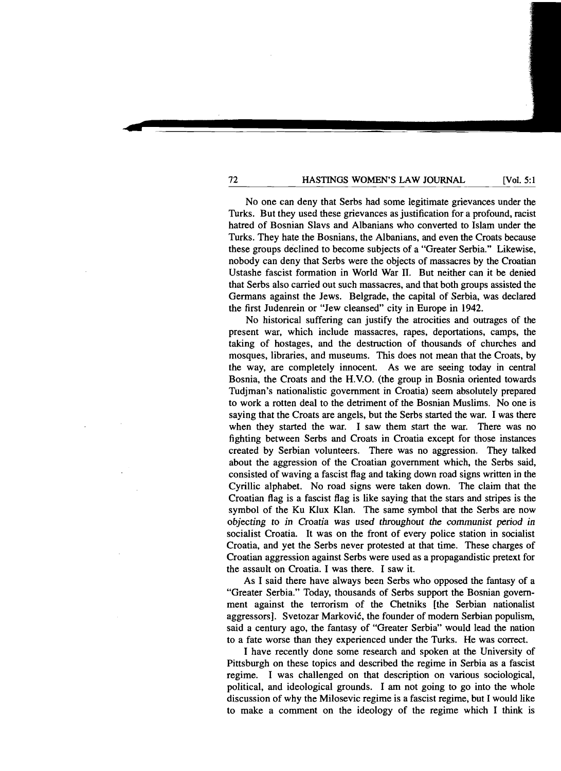No one can deny that Serbs had some legitimate grievances under the Turks. But they used these grievances as justification for a profound, racist hatred of Bosnian Slavs and Albanians who converted to Islam under the Turks. They hate the Bosnians, the Albanians, and even the Croats because these groups declined to become subjects of a "Greater Serbia." Likewise, nobody can deny that Serbs were the objects of massacres by the Croatian Ustashe fascist formation in World War II. But neither can it be denied that Serbs also carried out such massacres, and that both groups assisted the Germans against the Jews. Belgrade, the capital of Serbia, was declared the first Judenrein or "Jew cleansed" city in Europe in 1942.

No historical suffering can justify the atrocities and outrages of the present war, which include massacres, rapes, deportations, camps, the taking of hostages, and the destruction of thousands of churches and mosques, libraries, and museums. This does not mean that the Croats, by the way, are completely innocent. As we are seeing today in central Bosnia, the Croats and the H.V.O. (the group in Bosnia oriented towards Tudjman's nationalistic government in Croatia) seem absolutely prepared to work a rotten deal to the detriment of the Bosnian Muslims. No one is saying that the Croats are angels, but the Serbs started the war. I was there when they started the war. I saw them start the war. There was no fighting between Serbs and Croats in Croatia except for those instances created by Serbian volunteers. There was no aggression. They talked about the aggression of the Croatian government which, the Serbs said, consisted of waving a fascist flag and taking down road signs written in the Cyrillic alphabet. No road signs were taken down. The claim that the Croatian flag is a fascist flag is like saying that the stars and stripes is the symbol of the Ku Klux Klan. The same symbol that the Serbs are now objecting to in Croatia was used throughout the communist period in socialist Croatia. It was on the front of every police station in socialist Croatia, and yet the Serbs never protested at that time. These charges of Croatian aggression against Serbs were used as a propagandistic pretext for the assault on Croatia. I was there. I saw it.

As I said there have always been Serbs who opposed the fantasy of a "Greater Serbia." Today, thousands of Serbs support the Bosnian government against the terrorism of the Chetniks [the Serbian nationalist aggressors]. Svetozar Marković, the founder of modern Serbian populism, said a century ago, the fantasy of "Greater Serbia" would lead the nation to a fate worse than they experienced under the Turks. He was correct.

I have recently done some research and spoken at the University of Pittsburgh on these topics and described the regime in Serbia as a fascist regime. I was challenged on that description on various sociological, political, and ideological grounds. I am not going to go into the whole discussion of why the Milosevic regime is a fascist regime, but I would like to make a comment on the ideology of the regime which I think is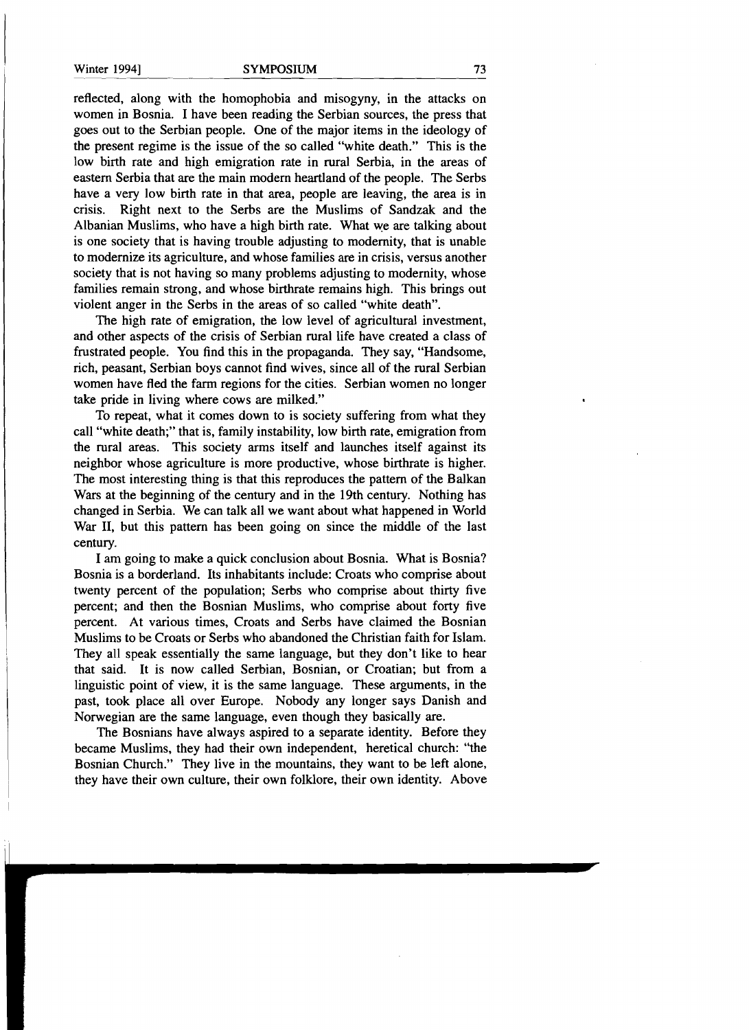reflected, along with the homophobia and misogyny, in the attacks on women in Bosnia. I have been reading the Serbian sources, the press that goes out to the Serbian people. One of the major items in the ideology of the present regime is the issue of the so called "white death." This is the low birth rate and high emigration rate in rural Serbia, in the areas of eastern Serbia that are the main modern heartland of the people. The Serbs have a very low birth rate in that area, people are leaving, the area is in crisis. Right next to the Serbs are the Muslims of Sandzak and the Albanian Muslims, who have a high birth rate. What we are talking about is one society that is having trouble adjusting to modernity, that is unable to modernize its agriculture, and whose families are in crisis, versus another society that is not having so many problems adjusting to modernity, whose families remain strong, and whose birthrate remains high. This brings out violent anger in the Serbs in the areas of so called "white death".

The high rate of emigration, the low level of agricultural investment, and other aspects of the crisis of Serbian rural life have created a class of frustrated people. You find this in the propaganda. They say, "Handsome, rich, peasant, Serbian boys cannot find wives, since all of the rural Serbian women have fled the farm regions for the cities. Serbian women no longer take pride in living where cows are milked."

To repeat, what it comes down to is society suffering from what they call "white death;" that is, family instability, low birth rate, emigration from the rural areas. This society arms itself and launches itself against its neighbor whose agriculture is more productive, whose birthrate is higher. The most interesting thing is that this reproduces the pattern of the Balkan Wars at the beginning of the century and in the 19th century. Nothing has changed in Serbia. We can talk all we want about what happened in World War II, but this pattern has been going on since the middle of the last century.

I am going to make a quick conclusion about Bosnia. What is Bosnia? Bosnia is a borderland. Its inhabitants include: Croats who comprise about twenty percent of the population; Serbs who comprise about thirty five percent; and then the Bosnian Muslims, who comprise about forty five percent. At various times, Croats and Serbs have claimed the Bosnian Muslims to be Croats or Serbs who abandoned the Christian faith for Islam. They all speak essentially the same language, but they don't like to hear that said. It is now called Serbian, Bosnian, or Croatian; but from a linguistic point of view, it is the same language. These arguments, in the past, took place all over Europe. Nobody any longer says Danish and Norwegian are the same language, even though they basically are.

The Bosnians have always aspired to a separate identity. Before they became Muslims, they had their own independent, heretical church: "the Bosnian Church." They live in the mountains, they want to be left alone, they have their own culture, their own folklore, their own identity. Above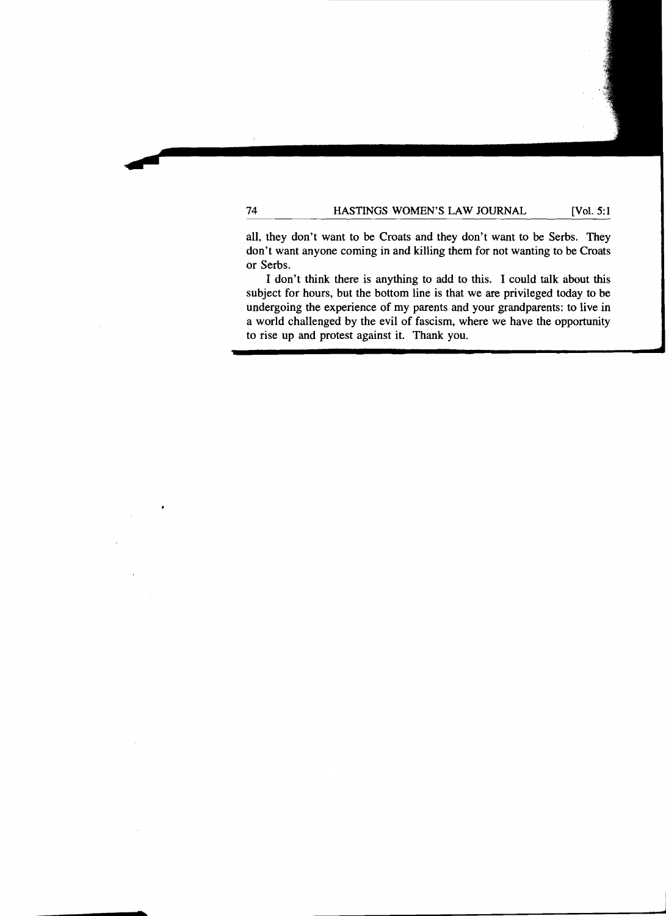all, they don't want to be Croats and they don't want to be Serbs. They don't want anyone coming in and killing them for not wanting to be Croats or Serbs.

I don't think there is anything to add to this. I could talk about this subject for hours, but the bottom line is that we are privileged today to be undergoing the experience of my parents and your grandparents: to live in a world challenged by the evil of fascism, where we have the opportunity to rise up and protest against it. Thank you.